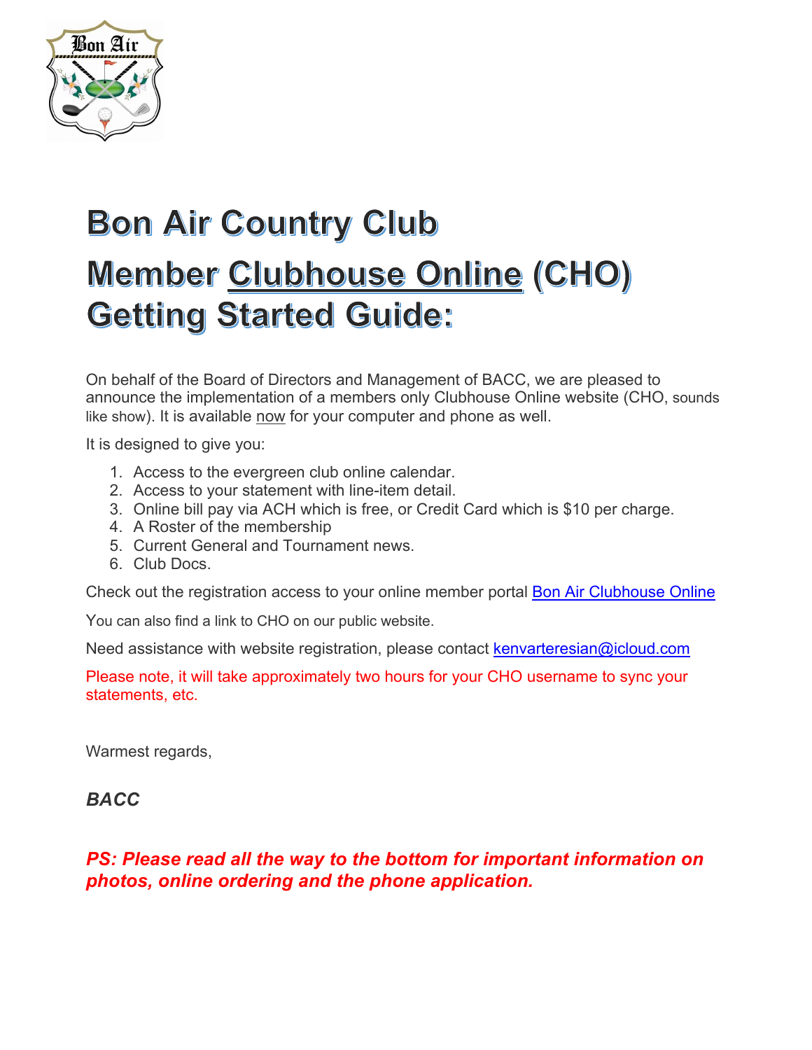# Bon Air Country Club

# Member Clubhouse Online (CHO) Getting Started Guide:

On behalf of the Board of Directors and Management of BACC, we are pleased to announce the implementation of a members only Clubhouse Online website (CHO, sounds like show). It is available now for your computer and phone as well.

It is designed to give you:

1. Access to the evergreen club online calendar.
2. Access to your statement with line-item detail.
3. Online bill pay via ACH which is free, or Credit Card which is $10 per charge.
4. A Roster of the membership
5. Current General and Tournament news.
6. Club Docs.

Check out the registration access to your online member portal Bon Air Clubhouse Online

You can also find a link to CHO on our public website.

Need assistance with website registration, please contact kenvarteresian@icloud.com

Please note, it will take approximately two hours for your CHO username to sync your statements, etc.

Warmest regards,

***BACC***

***PS: Please read all the way to the bottom for important information on photos, online ordering and the phone application.***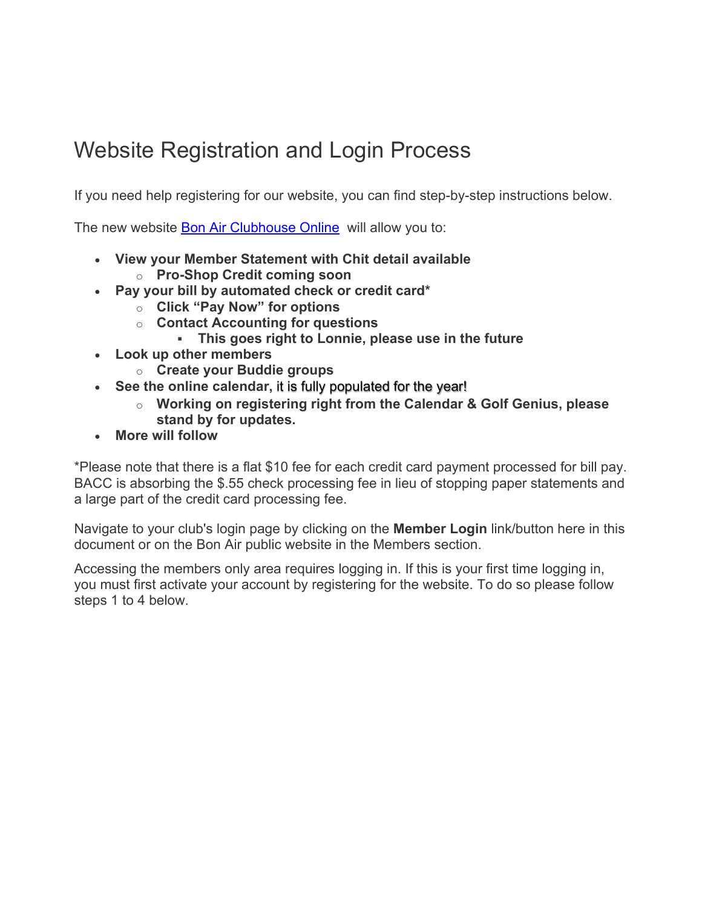# Website Registration and Login Process

If you need help registering for our website, you can find step-by-step instructions below.

The new website [Bon Air Clubhouse Online](#) will allow you to:

- **View your Member Statement with Chit detail available**
  - **Pro-Shop Credit coming soon**
- **Pay your bill by automated check or credit card***
  - **Click "Pay Now" for options**
  - **Contact Accounting for questions**
    - **This goes right to Lonnie, please use in the future**
- **Look up other members**
  - **Create your Buddie groups**
- **See the online calendar,** it is fully populated for the year!
  - **Working on registering right from the Calendar & Golf Genius, please stand by for updates.**
- **More will follow**

*Please note that there is a flat $10 fee for each credit card payment processed for bill pay. BACC is absorbing the $.55 check processing fee in lieu of stopping paper statements and a large part of the credit card processing fee.

Navigate to your club's login page by clicking on the **Member Login** link/button here in this document or on the Bon Air public website in the Members section.

Accessing the members only area requires logging in. If this is your first time logging in, you must first activate your account by registering for the website. To do so please follow steps 1 to 4 below.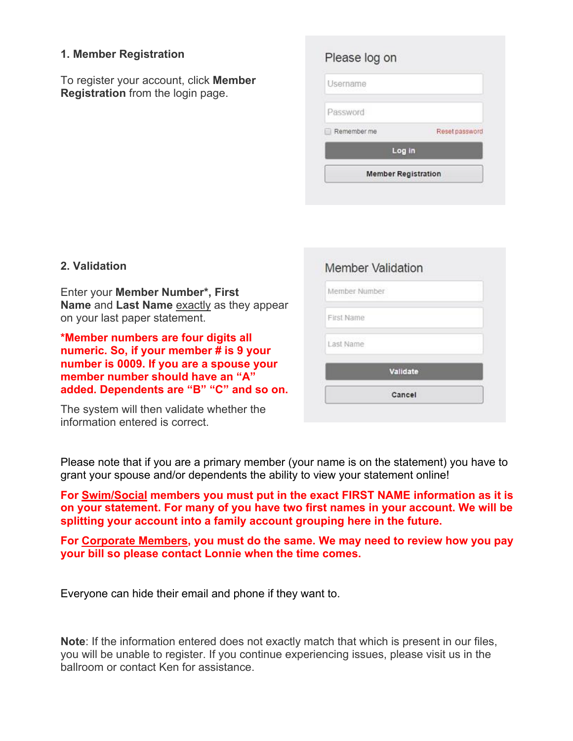## 1. Member Registration

To register your account, click **Member Registration** from the login page.

Please log on

Username

Password

Remember me    Reset password

Log in

Member Registration

## 2. Validation

Enter your **Member Number\*, First Name** and **Last Name** exactly as they appear on your last paper statement.

**\*Member numbers are four digits all numeric. So, if your member # is 9 your number is 0009. If you are a spouse your member number should have an "A" added. Dependents are "B" "C" and so on.**

The system will then validate whether the information entered is correct.

Member Validation

Member Number

First Name

Last Name

Validate

Cancel

Please note that if you are a primary member (your name is on the statement) you have to grant your spouse and/or dependents the ability to view your statement online!

**For Swim/Social members you must put in the exact FIRST NAME information as it is on your statement. For many of you have two first names in your account. We will be splitting your account into a family account grouping here in the future.**

**For Corporate Members, you must do the same. We may need to review how you pay your bill so please contact Lonnie when the time comes.**

Everyone can hide their email and phone if they want to.

**Note**: If the information entered does not exactly match that which is present in our files, you will be unable to register. If you continue experiencing issues, please visit us in the ballroom or contact Ken for assistance.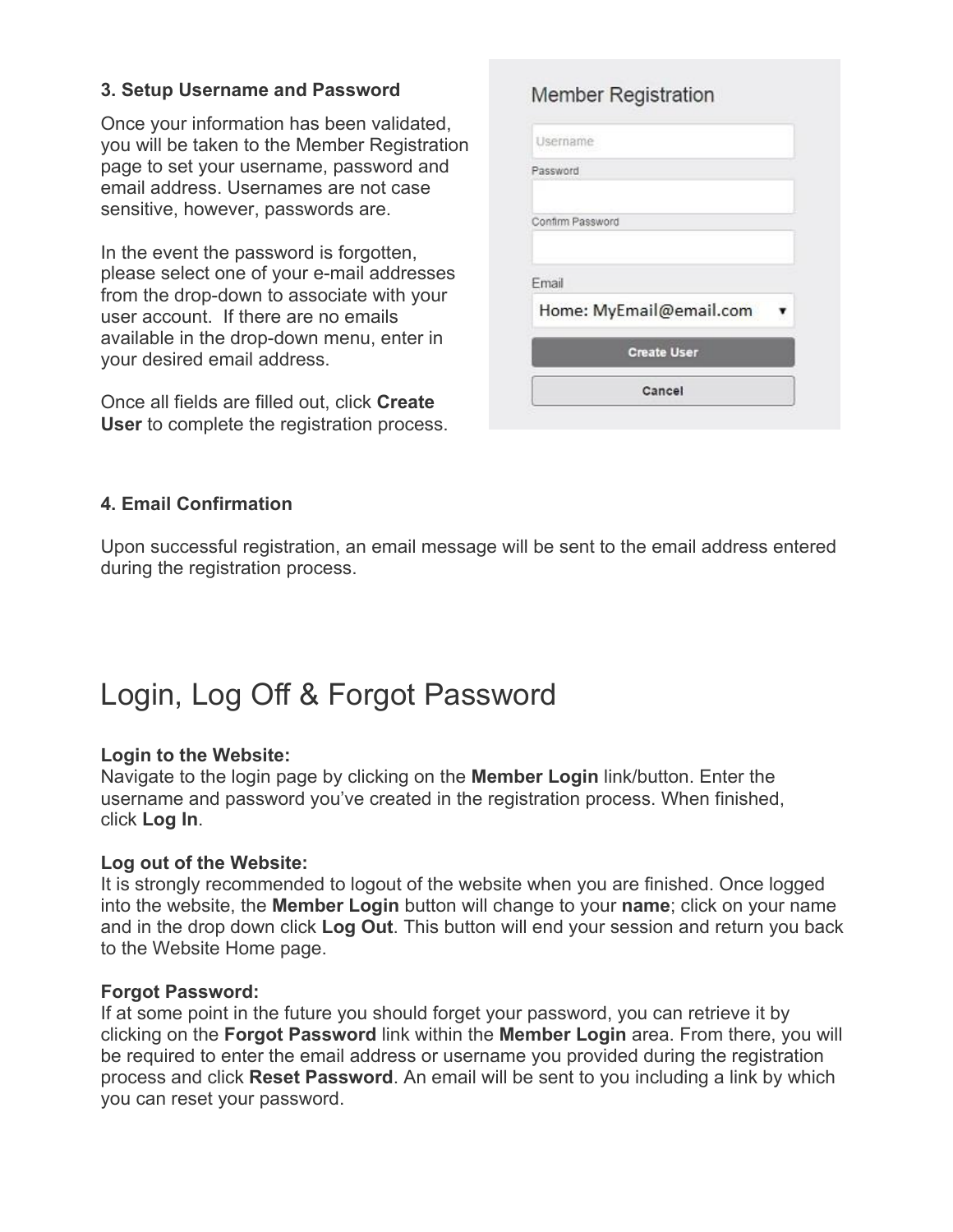### 3. Setup Username and Password

Once your information has been validated, you will be taken to the Member Registration page to set your username, password and email address. Usernames are not case sensitive, however, passwords are.

In the event the password is forgotten, please select one of your e-mail addresses from the drop-down to associate with your user account. If there are no emails available in the drop-down menu, enter in your desired email address.

Once all fields are filled out, click **Create User** to complete the registration process.

### 4. Email Confirmation

Upon successful registration, an email message will be sent to the email address entered during the registration process.

## Login, Log Off & Forgot Password

**Login to the Website:**
Navigate to the login page by clicking on the **Member Login** link/button. Enter the username and password you've created in the registration process. When finished, click **Log In**.

**Log out of the Website:**
It is strongly recommended to logout of the website when you are finished. Once logged into the website, the **Member Login** button will change to your **name**; click on your name and in the drop down click **Log Out**. This button will end your session and return you back to the Website Home page.

**Forgot Password:**
If at some point in the future you should forget your password, you can retrieve it by clicking on the **Forgot Password** link within the **Member Login** area. From there, you will be required to enter the email address or username you provided during the registration process and click **Reset Password**. An email will be sent to you including a link by which you can reset your password.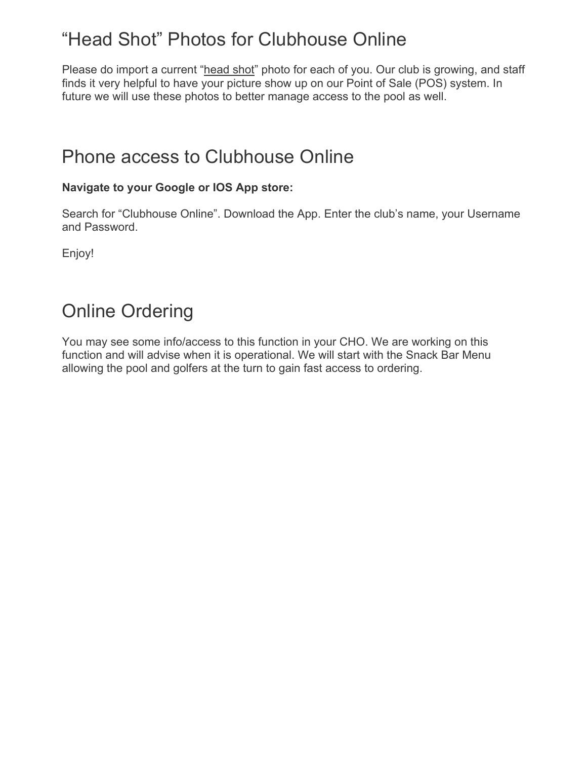# “Head Shot” Photos for Clubhouse Online

Please do import a current “head shot” photo for each of you. Our club is growing, and staff finds it very helpful to have your picture show up on our Point of Sale (POS) system. In future we will use these photos to better manage access to the pool as well.

# Phone access to Clubhouse Online

**Navigate to your Google or IOS App store:**

Search for “Clubhouse Online”. Download the App. Enter the club’s name, your Username and Password.

Enjoy!

# Online Ordering

You may see some info/access to this function in your CHO. We are working on this function and will advise when it is operational. We will start with the Snack Bar Menu allowing the pool and golfers at the turn to gain fast access to ordering.